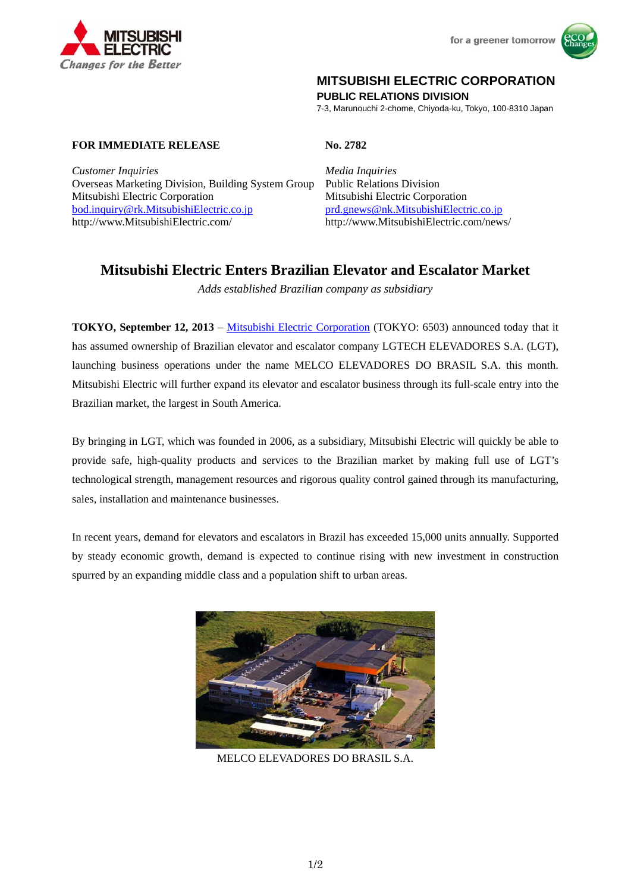MITSUBISHI ELECTRIC
*Changes for the Better*

for a greener tomorrow

**MITSUBISHI ELECTRIC CORPORATION**
**PUBLIC RELATIONS DIVISION**
7-3, Marunouchi 2-chome, Chiyoda-ku, Tokyo, 100-8310 Japan

**FOR IMMEDIATE RELEASE**

**No. 2782**

*Customer Inquiries*
Overseas Marketing Division, Building System Group
Mitsubishi Electric Corporation
bod.inquiry@rk.MitsubishiElectric.co.jp
http://www.MitsubishiElectric.com/

*Media Inquiries*
Public Relations Division
Mitsubishi Electric Corporation
prd.gnews@nk.MitsubishiElectric.co.jp
http://www.MitsubishiElectric.com/news/

# Mitsubishi Electric Enters Brazilian Elevator and Escalator Market

*Adds established Brazilian company as subsidiary*

**TOKYO, September 12, 2013** – Mitsubishi Electric Corporation (TOKYO: 6503) announced today that it has assumed ownership of Brazilian elevator and escalator company LGTECH ELEVADORES S.A. (LGT), launching business operations under the name MELCO ELEVADORES DO BRASIL S.A. this month. Mitsubishi Electric will further expand its elevator and escalator business through its full-scale entry into the Brazilian market, the largest in South America.

By bringing in LGT, which was founded in 2006, as a subsidiary, Mitsubishi Electric will quickly be able to provide safe, high-quality products and services to the Brazilian market by making full use of LGT's technological strength, management resources and rigorous quality control gained through its manufacturing, sales, installation and maintenance businesses.

In recent years, demand for elevators and escalators in Brazil has exceeded 15,000 units annually. Supported by steady economic growth, demand is expected to continue rising with new investment in construction spurred by an expanding middle class and a population shift to urban areas.

MELCO ELEVADORES DO BRASIL S.A.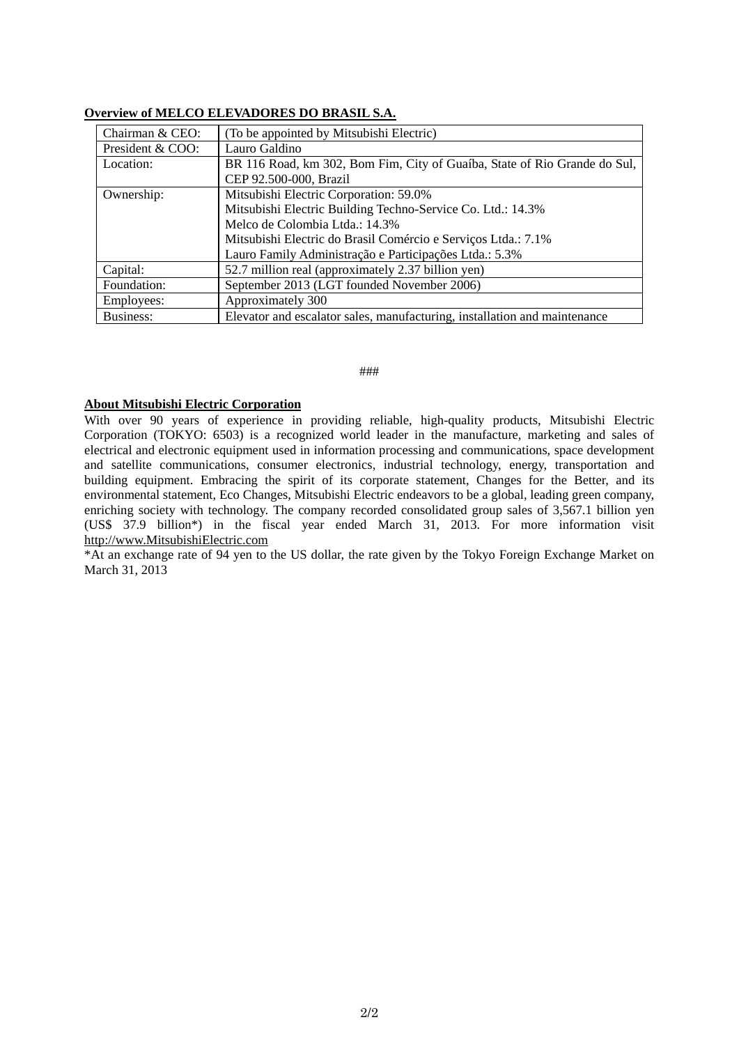**Overview of MELCO ELEVADORES DO BRASIL S.A.**

| | |
|---|---|
| Chairman & CEO: | (To be appointed by Mitsubishi Electric) |
| President & COO: | Lauro Galdino |
| Location: | BR 116 Road, km 302, Bom Fim, City of Guaíba, State of Rio Grande do Sul, CEP 92.500-000, Brazil |
| Ownership: | Mitsubishi Electric Corporation: 59.0%<br>Mitsubishi Electric Building Techno-Service Co. Ltd.: 14.3%<br>Melco de Colombia Ltda.: 14.3%<br>Mitsubishi Electric do Brasil Comércio e Serviços Ltda.: 7.1%<br>Lauro Family Administração e Participações Ltda.: 5.3% |
| Capital: | 52.7 million real (approximately 2.37 billion yen) |
| Foundation: | September 2013 (LGT founded November 2006) |
| Employees: | Approximately 300 |
| Business: | Elevator and escalator sales, manufacturing, installation and maintenance |

###

**About Mitsubishi Electric Corporation**

With over 90 years of experience in providing reliable, high-quality products, Mitsubishi Electric Corporation (TOKYO: 6503) is a recognized world leader in the manufacture, marketing and sales of electrical and electronic equipment used in information processing and communications, space development and satellite communications, consumer electronics, industrial technology, energy, transportation and building equipment. Embracing the spirit of its corporate statement, Changes for the Better, and its environmental statement, Eco Changes, Mitsubishi Electric endeavors to be a global, leading green company, enriching society with technology. The company recorded consolidated group sales of 3,567.1 billion yen (US$ 37.9 billion*) in the fiscal year ended March 31, 2013. For more information visit http://www.MitsubishiElectric.com

*At an exchange rate of 94 yen to the US dollar, the rate given by the Tokyo Foreign Exchange Market on March 31, 2013